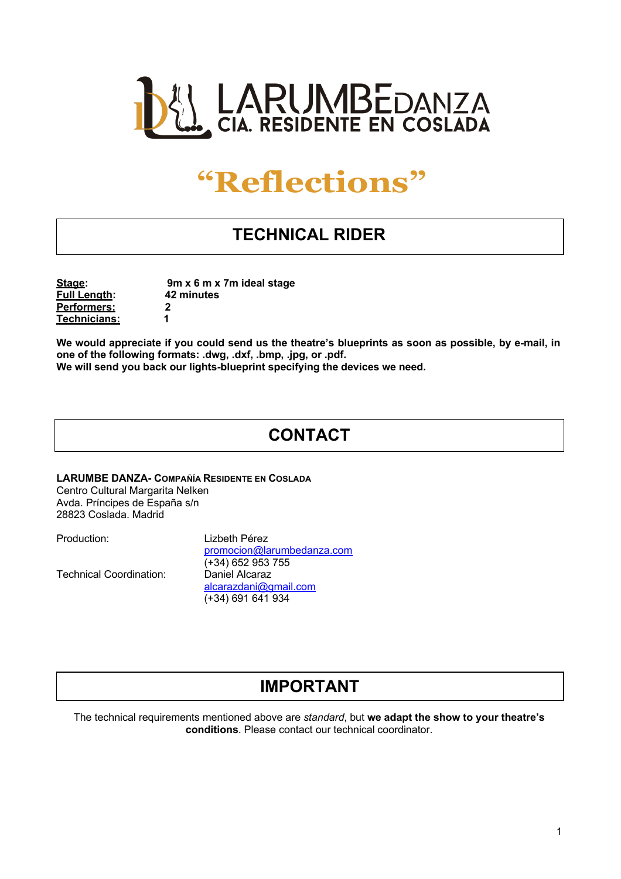# LARUMBEDANZA
## CIA. RESIDENTE EN COSLADA

# "Reflections"

## TECHNICAL RIDER

| | |
|---|---|
| **Stage:** | **9m x 6 m x 7m ideal stage** |
| **Full Length:** | **42 minutes** |
| **Performers:** | **2** |
| **Technicians:** | **1** |

**We would appreciate if you could send us the theatre's blueprints as soon as possible, by e-mail, in one of the following formats: .dwg, .dxf, .bmp, .jpg, or .pdf.**
**We will send you back our lights-blueprint specifying the devices we need.**

## CONTACT

**LARUMBE DANZA- COMPAÑÍA RESIDENTE EN COSLADA**
Centro Cultural Margarita Nelken
Avda. Príncipes de España s/n
28823 Coslada. Madrid

| | |
|---|---|
| Production: | Lizbeth Pérez<br>promocion@larumbedanza.com<br>(+34) 652 953 755 |
| Technical Coordination: | Daniel Alcaraz<br>alcarazdani@gmail.com<br>(+34) 691 641 934 |

## IMPORTANT

The technical requirements mentioned above are *standard*, but **we adapt the show to your theatre's conditions**. Please contact our technical coordinator.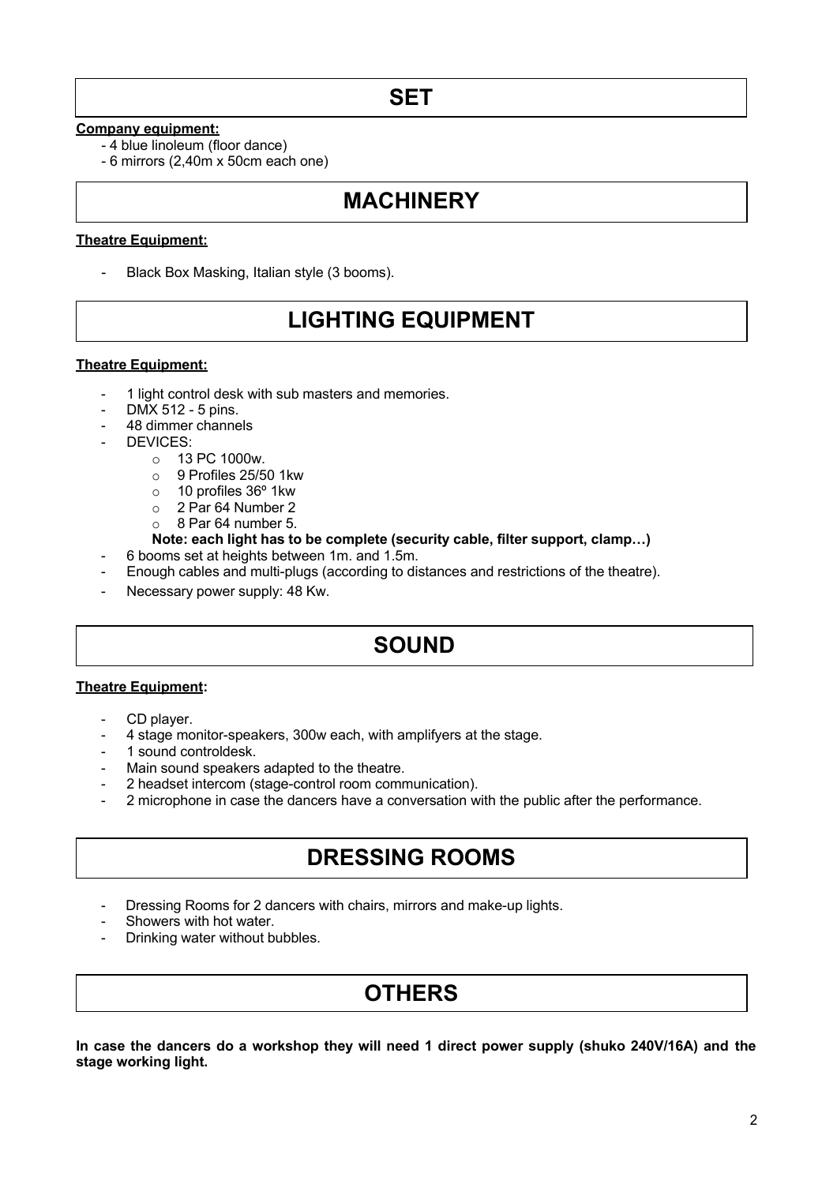# SET

**Company equipment:**

- 4 blue linoleum (floor dance)
- 6 mirrors (2,40m x 50cm each one)

# MACHINERY

**Theatre Equipment:**

- Black Box Masking, Italian style (3 booms).

# LIGHTING EQUIPMENT

**Theatre Equipment:**

- 1 light control desk with sub masters and memories.
- DMX 512 - 5 pins.
- 48 dimmer channels
- DEVICES:
  - 13 PC 1000w.
  - 9 Profiles 25/50 1kw
  - 10 profiles 36º 1kw
  - 2 Par 64 Number 2
  - 8 Par 64 number 5.

  **Note: each light has to be complete (security cable, filter support, clamp…)**
- 6 booms set at heights between 1m. and 1.5m.
- Enough cables and multi-plugs (according to distances and restrictions of the theatre).
- Necessary power supply: 48 Kw.

# SOUND

**Theatre Equipment:**

- CD player.
- 4 stage monitor-speakers, 300w each, with amplifyers at the stage.
- 1 sound controldesk.
- Main sound speakers adapted to the theatre.
- 2 headset intercom (stage-control room communication).
- 2 microphone in case the dancers have a conversation with the public after the performance.

# DRESSING ROOMS

- Dressing Rooms for 2 dancers with chairs, mirrors and make-up lights.
- Showers with hot water.
- Drinking water without bubbles.

# OTHERS

**In case the dancers do a workshop they will need 1 direct power supply (shuko 240V/16A) and the stage working light.**